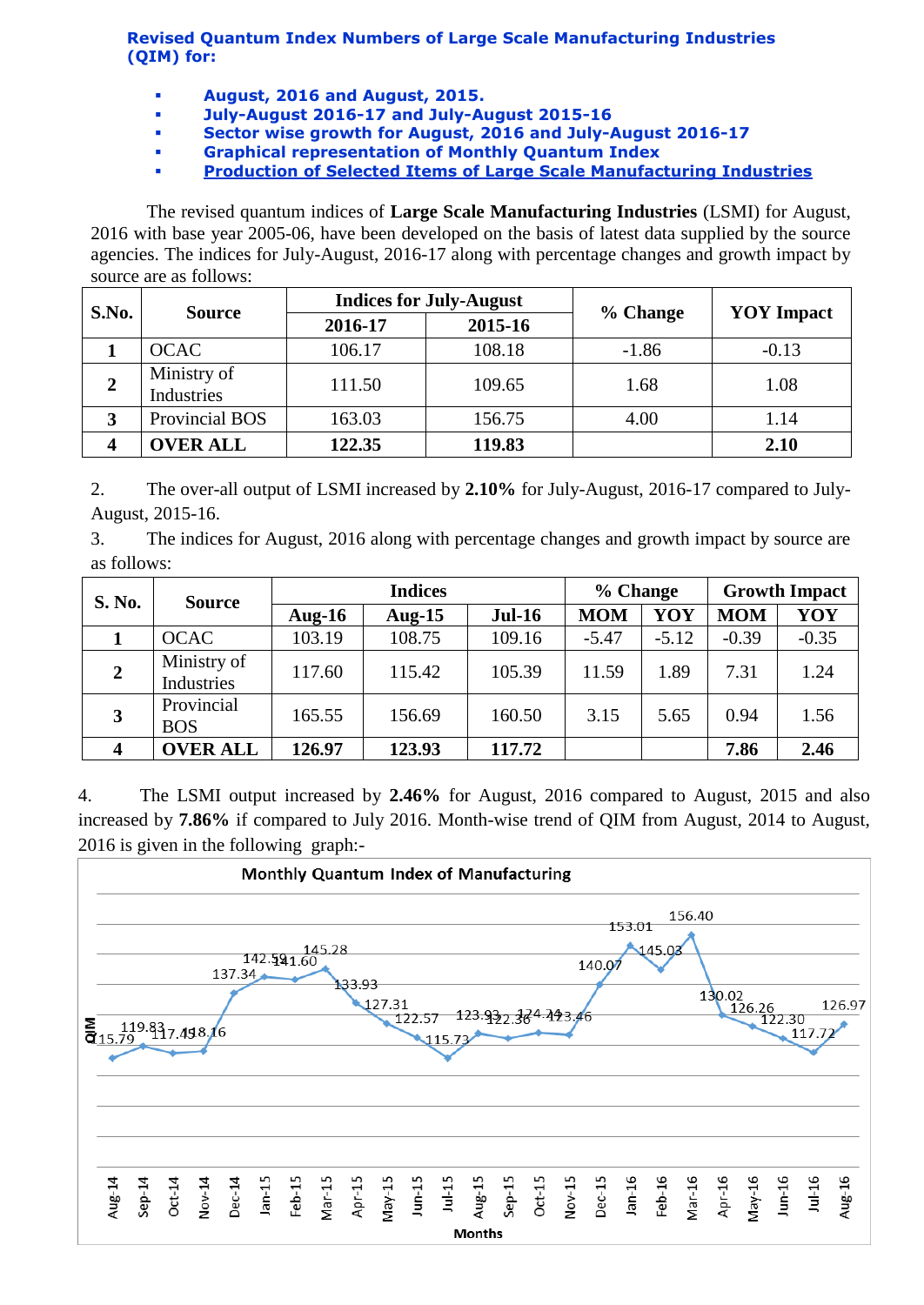**Revised Quantum Index Numbers of Large Scale Manufacturing Industries (QIM) for:**

- **August, 2016 and August, 2015.**
- **July-August 2016-17 and July-August 2015-16**
- **Sector wise growth for August, 2016 and July-August 2016-17**
- **Graphical representation of Monthly Quantum Index**
- **Production of Selected Items of Large Scale Manufacturing Industries**

The revised quantum indices of **Large Scale Manufacturing Industries** (LSMI) for August, 2016 with base year 2005-06, have been developed on the basis of latest data supplied by the source agencies. The indices for July-August, 2016-17 along with percentage changes and growth impact by source are as follows:

| S.No. | Source | Indices for July-August | | % Change | YOY Impact |
|---|---|---|---|---|---|
| | | 2016-17 | 2015-16 | | |
| 1 | OCAC | 106.17 | 108.18 | -1.86 | -0.13 |
| 2 | Ministry of Industries | 111.50 | 109.65 | 1.68 | 1.08 |
| 3 | Provincial BOS | 163.03 | 156.75 | 4.00 | 1.14 |
| 4 | **OVER ALL** | **122.35** | **119.83** | | **2.10** |

2. The over-all output of LSMI increased by **2.10%** for July-August, 2016-17 compared to July-August, 2015-16.

3. The indices for August, 2016 along with percentage changes and growth impact by source are as follows:

| S. No. | Source | Indices | | | % Change | | Growth Impact | |
|---|---|---|---|---|---|---|---|---|
| | | Aug-16 | Aug-15 | Jul-16 | MOM | YOY | MOM | YOY |
| 1 | OCAC | 103.19 | 108.75 | 109.16 | -5.47 | -5.12 | -0.39 | -0.35 |
| 2 | Ministry of Industries | 117.60 | 115.42 | 105.39 | 11.59 | 1.89 | 7.31 | 1.24 |
| 3 | Provincial BOS | 165.55 | 156.69 | 160.50 | 3.15 | 5.65 | 0.94 | 1.56 |
| 4 | **OVER ALL** | **126.97** | **123.93** | **117.72** | | | **7.86** | **2.46** |

4. The LSMI output increased by **2.46%** for August, 2016 compared to August, 2015 and also increased by **7.86%** if compared to July 2016. Month-wise trend of QIM from August, 2014 to August, 2016 is given in the following graph:-

**Monthly Quantum Index of Manufacturing**

| Month | QIM |
|---|---|
| Aug-14 | 115.79 |
| Sep-14 | 119.83 |
| Oct-14 | 117.45 |
| Nov-14 | 118.16 |
| Dec-14 | 137.34 |
| Jan-15 | 142.59 |
| Feb-15 | 141.60 |
| Mar-15 | 145.28 |
| Apr-15 | 133.93 |
| May-15 | 127.31 |
| Jun-15 | 122.57 |
| Jul-15 | 115.73 |
| Aug-15 | 123.93 |
| Sep-15 | 122.36 |
| Oct-15 | 124.24 |
| Nov-15 | 123.46 |
| Dec-15 | 140.07 |
| Jan-16 | 153.01 |
| Feb-16 | 145.03 |
| Mar-16 | 156.40 |
| Apr-16 | 130.02 |
| May-16 | 126.26 |
| Jun-16 | 122.30 |
| Jul-16 | 117.72 |
| Aug-16 | 126.97 |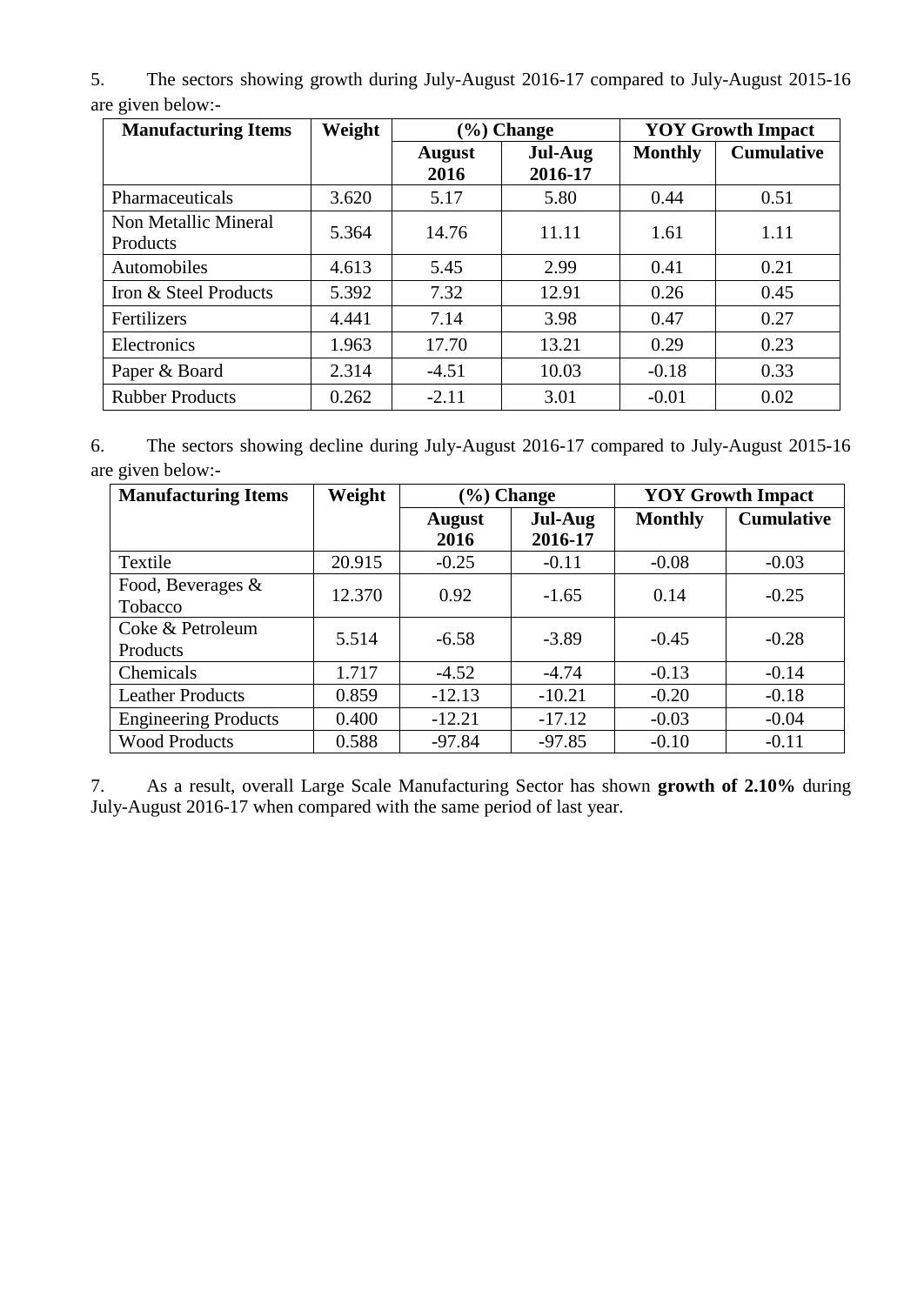5. The sectors showing growth during July-August 2016-17 compared to July-August 2015-16 are given below:-

| Manufacturing Items | Weight | (%) Change | | YOY Growth Impact | |
|---|---|---|---|---|---|
| | | August 2016 | Jul-Aug 2016-17 | Monthly | Cumulative |
| Pharmaceuticals | 3.620 | 5.17 | 5.80 | 0.44 | 0.51 |
| Non Metallic Mineral Products | 5.364 | 14.76 | 11.11 | 1.61 | 1.11 |
| Automobiles | 4.613 | 5.45 | 2.99 | 0.41 | 0.21 |
| Iron & Steel Products | 5.392 | 7.32 | 12.91 | 0.26 | 0.45 |
| Fertilizers | 4.441 | 7.14 | 3.98 | 0.47 | 0.27 |
| Electronics | 1.963 | 17.70 | 13.21 | 0.29 | 0.23 |
| Paper & Board | 2.314 | -4.51 | 10.03 | -0.18 | 0.33 |
| Rubber Products | 0.262 | -2.11 | 3.01 | -0.01 | 0.02 |

6. The sectors showing decline during July-August 2016-17 compared to July-August 2015-16 are given below:-

| Manufacturing Items | Weight | (%) Change | | YOY Growth Impact | |
|---|---|---|---|---|---|
| | | August 2016 | Jul-Aug 2016-17 | Monthly | Cumulative |
| Textile | 20.915 | -0.25 | -0.11 | -0.08 | -0.03 |
| Food, Beverages & Tobacco | 12.370 | 0.92 | -1.65 | 0.14 | -0.25 |
| Coke & Petroleum Products | 5.514 | -6.58 | -3.89 | -0.45 | -0.28 |
| Chemicals | 1.717 | -4.52 | -4.74 | -0.13 | -0.14 |
| Leather Products | 0.859 | -12.13 | -10.21 | -0.20 | -0.18 |
| Engineering Products | 0.400 | -12.21 | -17.12 | -0.03 | -0.04 |
| Wood Products | 0.588 | -97.84 | -97.85 | -0.10 | -0.11 |

7. As a result, overall Large Scale Manufacturing Sector has shown **growth of 2.10%** during July-August 2016-17 when compared with the same period of last year.